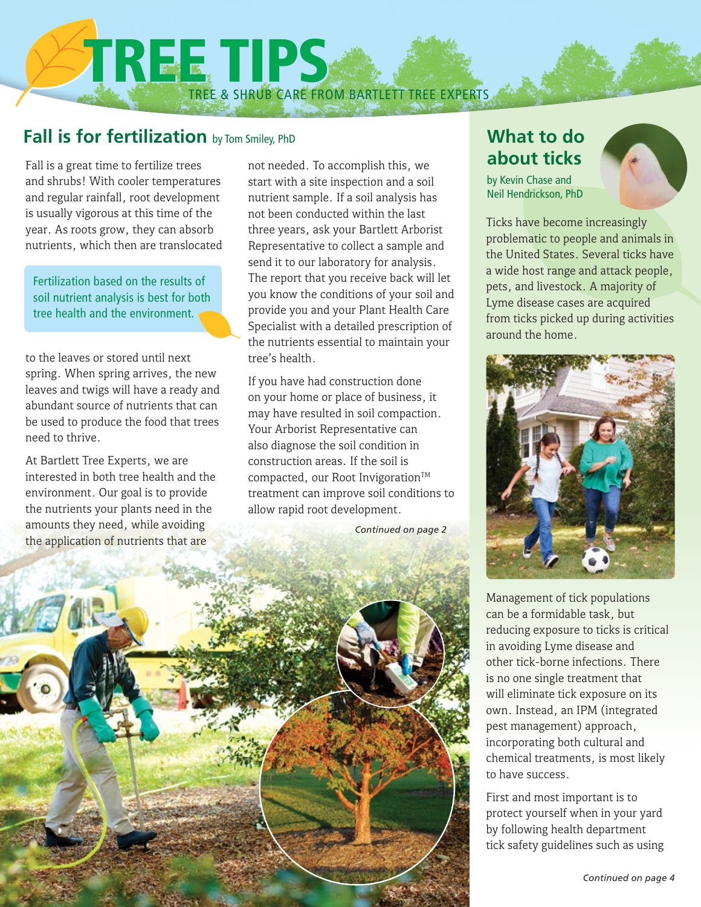# TREE TIPS

TREE & SHRUB CARE FROM BARTLETT TREE EXPERTS

## Fall is for fertilization

by Tom Smiley, PhD

Fall is a great time to fertilize trees and shrubs! With cooler temperatures and regular rainfall, root development is usually vigorous at this time of the year. As roots grow, they can absorb nutrients, which then are translocated to the leaves or stored until next spring. When spring arrives, the new leaves and twigs will have a ready and abundant source of nutrients that can be used to produce the food that trees need to thrive.

> Fertilization based on the results of soil nutrient analysis is best for both tree health and the environment.

At Bartlett Tree Experts, we are interested in both tree health and the environment. Our goal is to provide the nutrients your plants need in the amounts they need, while avoiding the application of nutrients that are not needed. To accomplish this, we start with a site inspection and a soil nutrient sample. If a soil analysis has not been conducted within the last three years, ask your Bartlett Arborist Representative to collect a sample and send it to our laboratory for analysis. The report that you receive back will let you know the conditions of your soil and provide you and your Plant Health Care Specialist with a detailed prescription of the nutrients essential to maintain your tree's health.

If you have had construction done on your home or place of business, it may have resulted in soil compaction. Your Arborist Representative can also diagnose the soil condition in construction areas. If the soil is compacted, our Root Invigoration™ treatment can improve soil conditions to allow rapid root development.

*Continued on page 2*

## What to do about ticks

by Kevin Chase and Neil Hendrickson, PhD

Ticks have become increasingly problematic to people and animals in the United States. Several ticks have a wide host range and attack people, pets, and livestock. A majority of Lyme disease cases are acquired from ticks picked up during activities around the home.

Management of tick populations can be a formidable task, but reducing exposure to ticks is critical in avoiding Lyme disease and other tick-borne infections. There is no one single treatment that will eliminate tick exposure on its own. Instead, an IPM (integrated pest management) approach, incorporating both cultural and chemical treatments, is most likely to have success.

First and most important is to protect yourself when in your yard by following health department tick safety guidelines such as using

*Continued on page 4*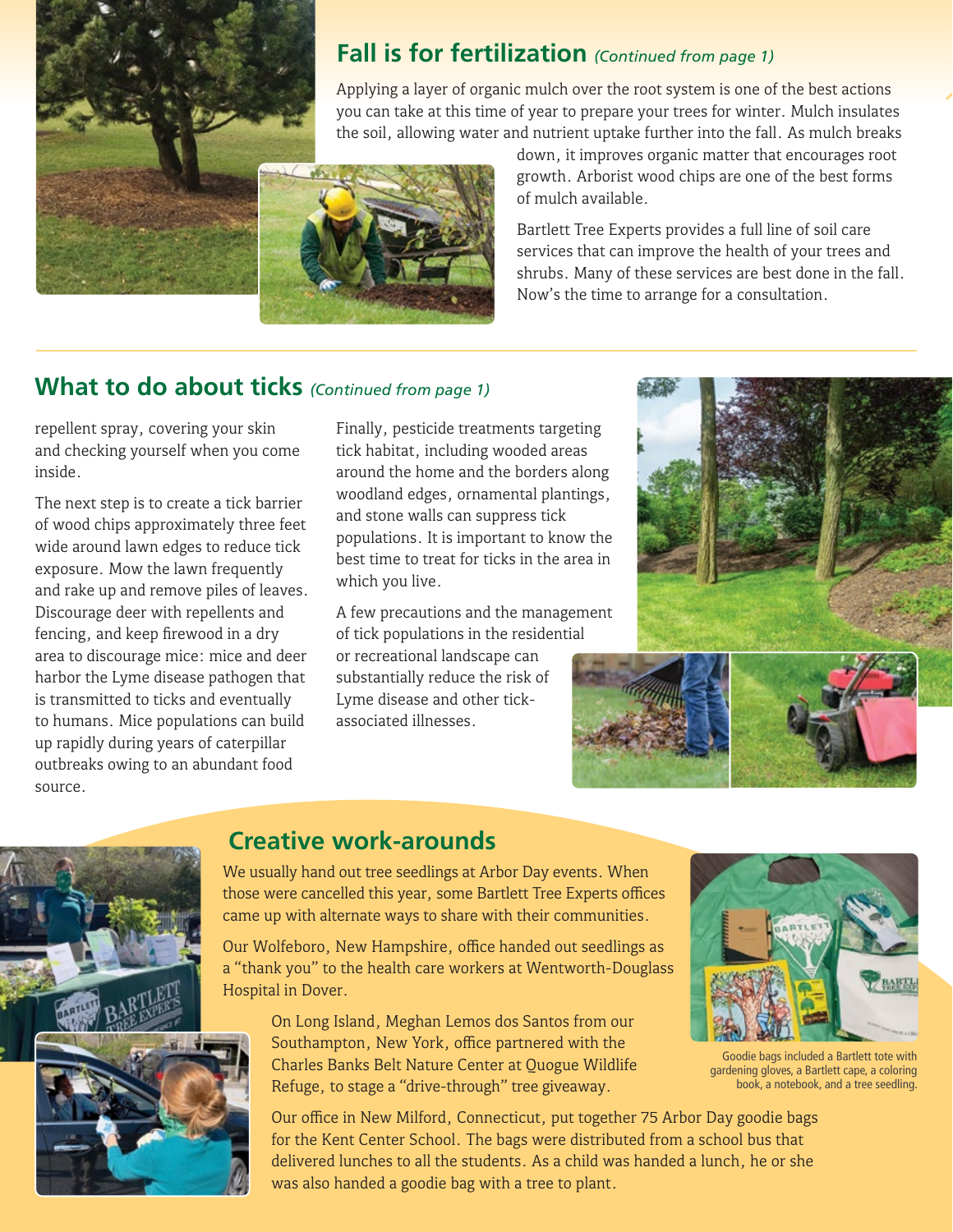## Fall is for fertilization *(Continued from page 1)*

Applying a layer of organic mulch over the root system is one of the best actions you can take at this time of year to prepare your trees for winter. Mulch insulates the soil, allowing water and nutrient uptake further into the fall. As mulch breaks down, it improves organic matter that encourages root growth. Arborist wood chips are one of the best forms of mulch available.

Bartlett Tree Experts provides a full line of soil care services that can improve the health of your trees and shrubs. Many of these services are best done in the fall. Now's the time to arrange for a consultation.

## What to do about ticks *(Continued from page 1)*

repellent spray, covering your skin and checking yourself when you come inside.

The next step is to create a tick barrier of wood chips approximately three feet wide around lawn edges to reduce tick exposure. Mow the lawn frequently and rake up and remove piles of leaves. Discourage deer with repellents and fencing, and keep firewood in a dry area to discourage mice: mice and deer harbor the Lyme disease pathogen that is transmitted to ticks and eventually to humans. Mice populations can build up rapidly during years of caterpillar outbreaks owing to an abundant food source.

Finally, pesticide treatments targeting tick habitat, including wooded areas around the home and the borders along woodland edges, ornamental plantings, and stone walls can suppress tick populations. It is important to know the best time to treat for ticks in the area in which you live.

A few precautions and the management of tick populations in the residential or recreational landscape can substantially reduce the risk of Lyme disease and other tick-associated illnesses.

## Creative work-arounds

We usually hand out tree seedlings at Arbor Day events. When those were cancelled this year, some Bartlett Tree Experts offices came up with alternate ways to share with their communities.

Our Wolfeboro, New Hampshire, office handed out seedlings as a "thank you" to the health care workers at Wentworth-Douglass Hospital in Dover.

On Long Island, Meghan Lemos dos Santos from our Southampton, New York, office partnered with the Charles Banks Belt Nature Center at Quogue Wildlife Refuge, to stage a "drive-through" tree giveaway.

Our office in New Milford, Connecticut, put together 75 Arbor Day goodie bags for the Kent Center School. The bags were distributed from a school bus that delivered lunches to all the students. As a child was handed a lunch, he or she was also handed a goodie bag with a tree to plant.

Goodie bags included a Bartlett tote with gardening gloves, a Bartlett cape, a coloring book, a notebook, and a tree seedling.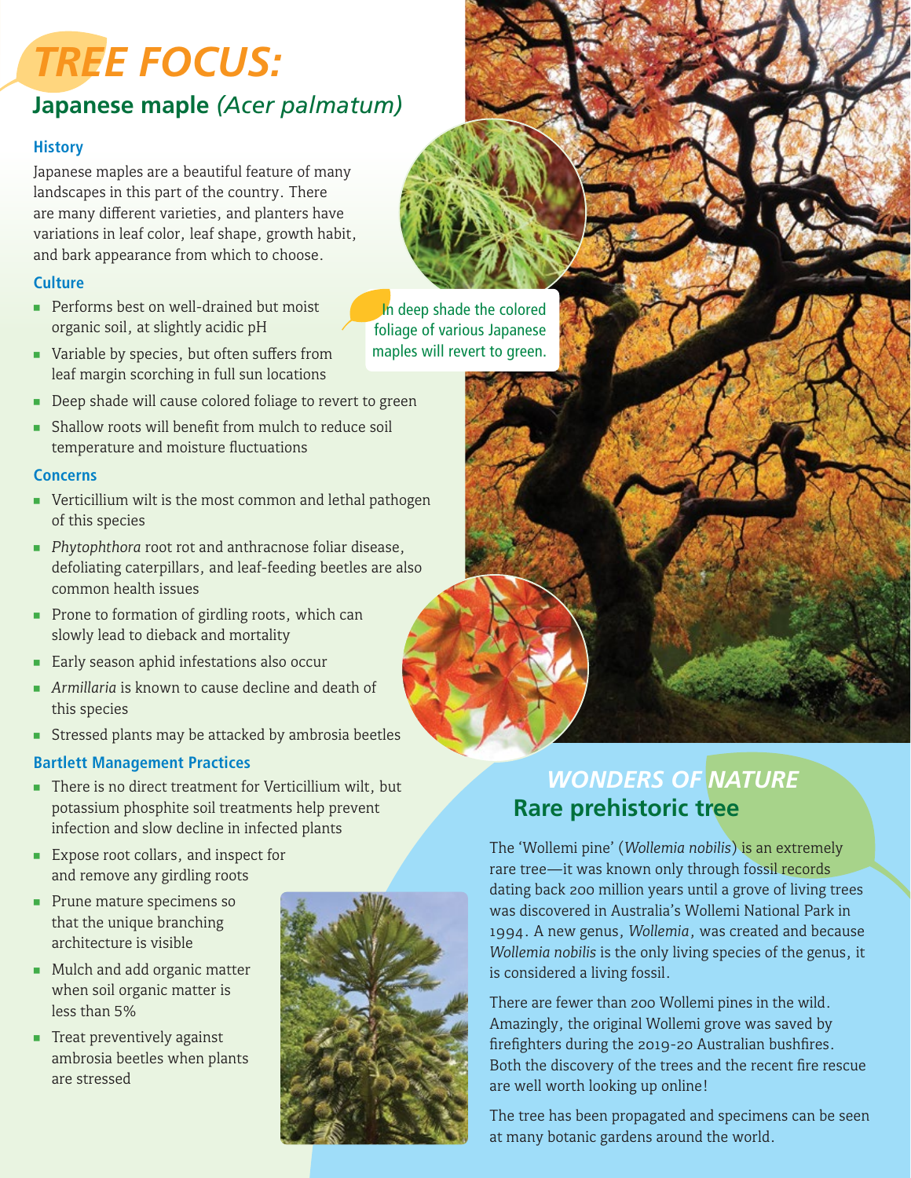# *TREE FOCUS:*

## Japanese maple *(Acer palmatum)*

### History

Japanese maples are a beautiful feature of many landscapes in this part of the country. There are many different varieties, and planters have variations in leaf color, leaf shape, growth habit, and bark appearance from which to choose.

### Culture

- Performs best on well-drained but moist organic soil, at slightly acidic pH
- Variable by species, but often suffers from leaf margin scorching in full sun locations
- Deep shade will cause colored foliage to revert to green
- Shallow roots will benefit from mulch to reduce soil temperature and moisture fluctuations

In deep shade the colored foliage of various Japanese maples will revert to green.

### Concerns

- Verticillium wilt is the most common and lethal pathogen of this species
- *Phytophthora* root rot and anthracnose foliar disease, defoliating caterpillars, and leaf-feeding beetles are also common health issues
- Prone to formation of girdling roots, which can slowly lead to dieback and mortality
- Early season aphid infestations also occur
- *Armillaria* is known to cause decline and death of this species
- Stressed plants may be attacked by ambrosia beetles

### Bartlett Management Practices

- There is no direct treatment for Verticillium wilt, but potassium phosphite soil treatments help prevent infection and slow decline in infected plants
- Expose root collars, and inspect for and remove any girdling roots
- Prune mature specimens so that the unique branching architecture is visible
- Mulch and add organic matter when soil organic matter is less than 5%
- Treat preventively against ambrosia beetles when plants are stressed

# *WONDERS OF NATURE*

## Rare prehistoric tree

The 'Wollemi pine' (*Wollemia nobilis*) is an extremely rare tree—it was known only through fossil records dating back 200 million years until a grove of living trees was discovered in Australia's Wollemi National Park in 1994. A new genus, *Wollemia*, was created and because *Wollemia nobilis* is the only living species of the genus, it is considered a living fossil.

There are fewer than 200 Wollemi pines in the wild. Amazingly, the original Wollemi grove was saved by firefighters during the 2019-20 Australian bushfires. Both the discovery of the trees and the recent fire rescue are well worth looking up online!

The tree has been propagated and specimens can be seen at many botanic gardens around the world.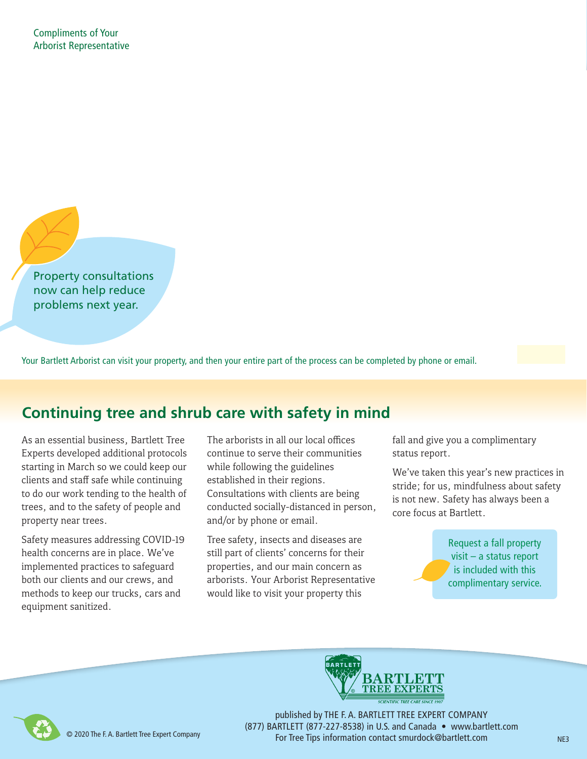Compliments of Your
Arborist Representative

Property consultations now can help reduce problems next year.

Your Bartlett Arborist can visit your property, and then your entire part of the process can be completed by phone or email.

## Continuing tree and shrub care with safety in mind

As an essential business, Bartlett Tree Experts developed additional protocols starting in March so we could keep our clients and staff safe while continuing to do our work tending to the health of trees, and to the safety of people and property near trees.

Safety measures addressing COVID-19 health concerns are in place. We've implemented practices to safeguard both our clients and our crews, and methods to keep our trucks, cars and equipment sanitized.

The arborists in all our local offices continue to serve their communities while following the guidelines established in their regions. Consultations with clients are being conducted socially-distanced in person, and/or by phone or email.

Tree safety, insects and diseases are still part of clients' concerns for their properties, and our main concern as arborists. Your Arborist Representative would like to visit your property this fall and give you a complimentary status report.

We've taken this year's new practices in stride; for us, mindfulness about safety is not new. Safety has always been a core focus at Bartlett.

Request a fall property visit – a status report is included with this complimentary service.

BARTLETT TREE EXPERTS
SCIENTIFIC TREE CARE SINCE 1907

published by THE F. A. BARTLETT TREE EXPERT COMPANY
(877) BARTLETT (877-227-8538) in U.S. and Canada • www.bartlett.com
For Tree Tips information contact smurdock@bartlett.com

© 2020 The F. A. Bartlett Tree Expert Company

NE3